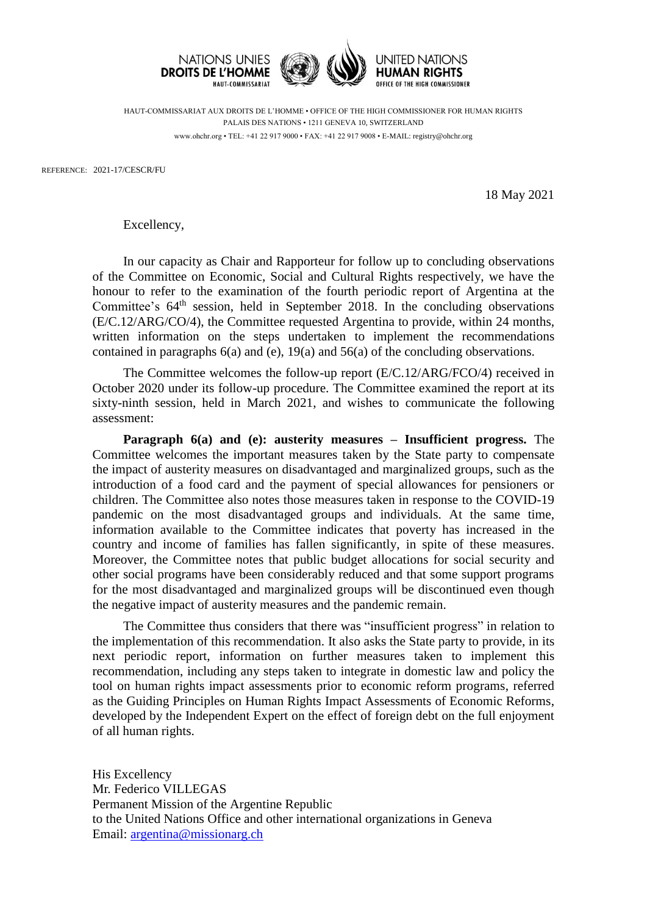NATIONS UNIES
**DROITS DE L'HOMME**
HAUT-COMMISSARIAT

UNITED NATIONS
**HUMAN RIGHTS**
OFFICE OF THE HIGH COMMISSIONER

HAUT-COMMISSARIAT AUX DROITS DE L'HOMME • OFFICE OF THE HIGH COMMISSIONER FOR HUMAN RIGHTS
PALAIS DES NATIONS • 1211 GENEVA 10, SWITZERLAND
www.ohchr.org • TEL: +41 22 917 9000 • FAX: +41 22 917 9008 • E-MAIL: registry@ohchr.org

REFERENCE: 2021-17/CESCR/FU

18 May 2021

Excellency,

In our capacity as Chair and Rapporteur for follow up to concluding observations of the Committee on Economic, Social and Cultural Rights respectively, we have the honour to refer to the examination of the fourth periodic report of Argentina at the Committee's 64th session, held in September 2018. In the concluding observations (E/C.12/ARG/CO/4), the Committee requested Argentina to provide, within 24 months, written information on the steps undertaken to implement the recommendations contained in paragraphs 6(a) and (e), 19(a) and 56(a) of the concluding observations.

The Committee welcomes the follow-up report (E/C.12/ARG/FCO/4) received in October 2020 under its follow-up procedure. The Committee examined the report at its sixty-ninth session, held in March 2021, and wishes to communicate the following assessment:

**Paragraph 6(a) and (e): austerity measures – Insufficient progress.** The Committee welcomes the important measures taken by the State party to compensate the impact of austerity measures on disadvantaged and marginalized groups, such as the introduction of a food card and the payment of special allowances for pensioners or children. The Committee also notes those measures taken in response to the COVID-19 pandemic on the most disadvantaged groups and individuals. At the same time, information available to the Committee indicates that poverty has increased in the country and income of families has fallen significantly, in spite of these measures. Moreover, the Committee notes that public budget allocations for social security and other social programs have been considerably reduced and that some support programs for the most disadvantaged and marginalized groups will be discontinued even though the negative impact of austerity measures and the pandemic remain.

The Committee thus considers that there was "insufficient progress" in relation to the implementation of this recommendation. It also asks the State party to provide, in its next periodic report, information on further measures taken to implement this recommendation, including any steps taken to integrate in domestic law and policy the tool on human rights impact assessments prior to economic reform programs, referred as the Guiding Principles on Human Rights Impact Assessments of Economic Reforms, developed by the Independent Expert on the effect of foreign debt on the full enjoyment of all human rights.

His Excellency
Mr. Federico VILLEGAS
Permanent Mission of the Argentine Republic
to the United Nations Office and other international organizations in Geneva
Email: argentina@missionarg.ch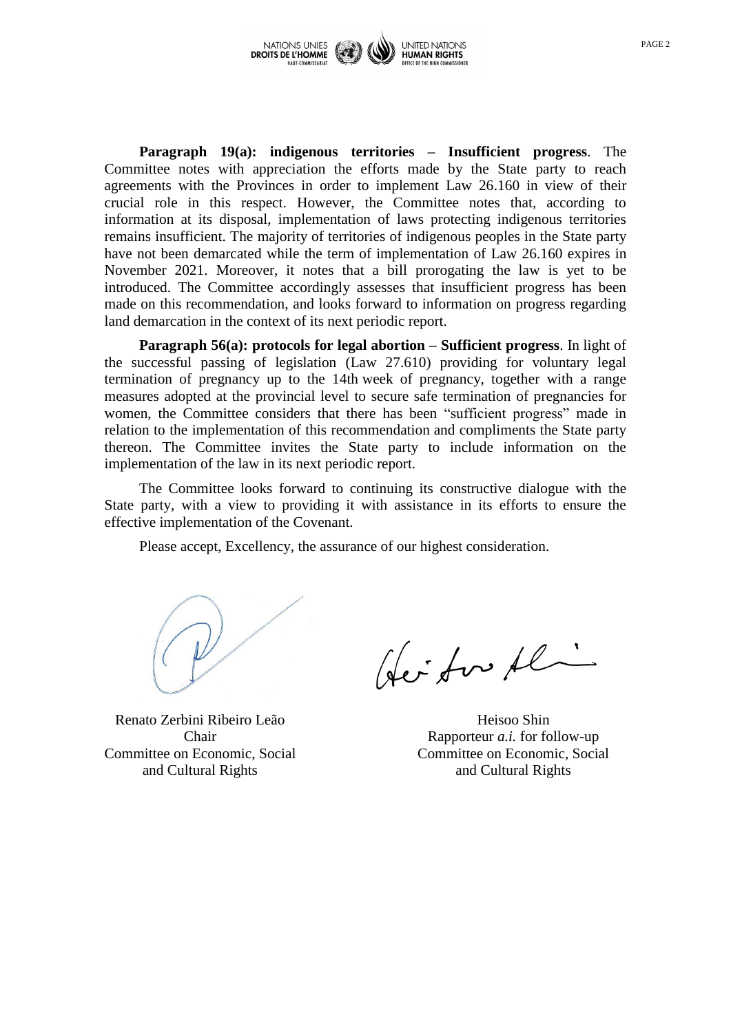**Paragraph 19(a): indigenous territories – Insufficient progress**. The Committee notes with appreciation the efforts made by the State party to reach agreements with the Provinces in order to implement Law 26.160 in view of their crucial role in this respect. However, the Committee notes that, according to information at its disposal, implementation of laws protecting indigenous territories remains insufficient. The majority of territories of indigenous peoples in the State party have not been demarcated while the term of implementation of Law 26.160 expires in November 2021. Moreover, it notes that a bill prorogating the law is yet to be introduced. The Committee accordingly assesses that insufficient progress has been made on this recommendation, and looks forward to information on progress regarding land demarcation in the context of its next periodic report.

**Paragraph 56(a): protocols for legal abortion – Sufficient progress**. In light of the successful passing of legislation (Law 27.610) providing for voluntary legal termination of pregnancy up to the 14th week of pregnancy, together with a range measures adopted at the provincial level to secure safe termination of pregnancies for women, the Committee considers that there has been "sufficient progress" made in relation to the implementation of this recommendation and compliments the State party thereon. The Committee invites the State party to include information on the implementation of the law in its next periodic report.

The Committee looks forward to continuing its constructive dialogue with the State party, with a view to providing it with assistance in its efforts to ensure the effective implementation of the Covenant.

Please accept, Excellency, the assurance of our highest consideration.

Renato Zerbini Ribeiro Leão
Chair
Committee on Economic, Social and Cultural Rights

Heisoo Shin
Rapporteur *a.i.* for follow-up
Committee on Economic, Social and Cultural Rights